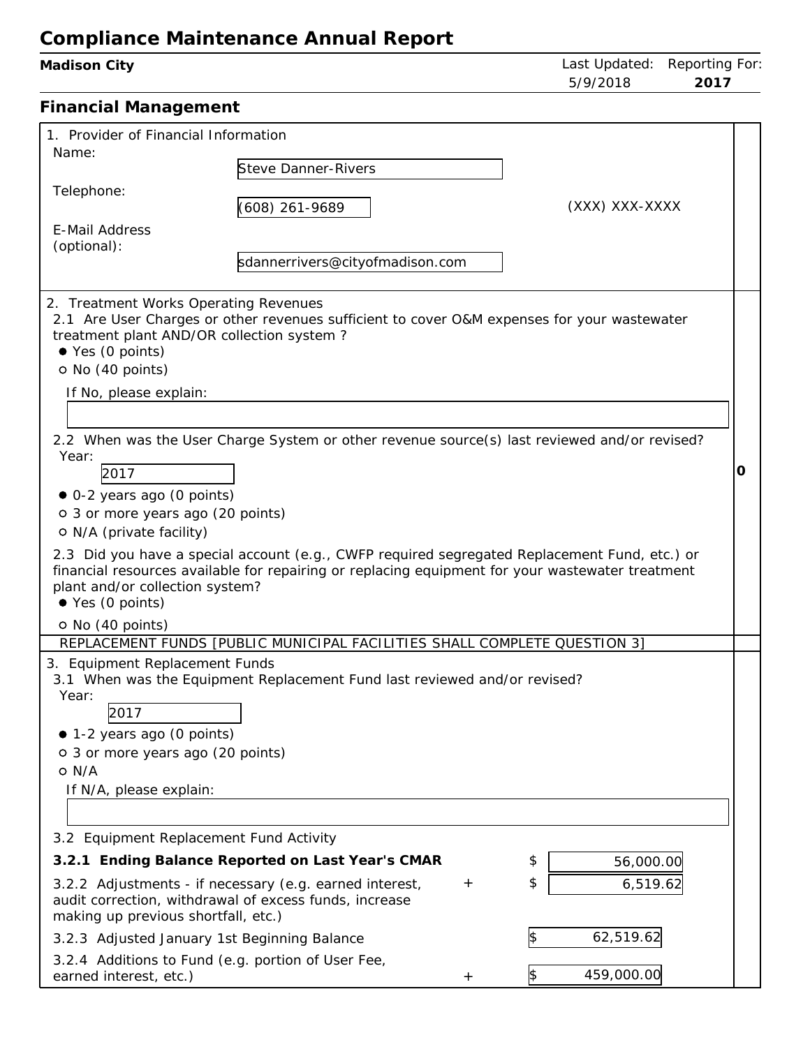# Compliance Maintenance Annual Report

**Madison City**

Last Updated: 5/9/2018 Reporting For: **2017**

## Financial Management

1. Provider of Financial Information

Name: Steve Danner-Rivers

Telephone: (608) 261-9689 (XXX) XXX-XXXX

E-Mail Address (optional): sdannerrivers@cityofmadison.com

2. Treatment Works Operating Revenues

2.1 Are User Charges or other revenues sufficient to cover O&M expenses for your wastewater treatment plant AND/OR collection system ?

- ● Yes (0 points)
- ○ No (40 points)

If No, please explain:

2.2 When was the User Charge System or other revenue source(s) last reviewed and/or revised?

Year: 2017

- ● 0-2 years ago (0 points)
- ○ 3 or more years ago (20 points)
- ○ N/A (private facility)

2.3 Did you have a special account (e.g., CWFP required segregated Replacement Fund, etc.) or financial resources available for repairing or replacing equipment for your wastewater treatment plant and/or collection system?

- ● Yes (0 points)
- ○ No (40 points)

**0**

REPLACEMENT FUNDS [PUBLIC MUNICIPAL FACILITIES SHALL COMPLETE QUESTION 3]

3. Equipment Replacement Funds

3.1 When was the Equipment Replacement Fund last reviewed and/or revised?

Year: 2017

- ● 1-2 years ago (0 points)
- ○ 3 or more years ago (20 points)
- ○ N/A

If N/A, please explain:

3.2 Equipment Replacement Fund Activity

| Item | | Amount |
|---|---|---|
| **3.2.1 Ending Balance Reported on Last Year's CMAR** | | $ 56,000.00 |
| 3.2.2 Adjustments - if necessary (e.g. earned interest, audit correction, withdrawal of excess funds, increase making up previous shortfall, etc.) | + | $ 6,519.62 |
| 3.2.3 Adjusted January 1st Beginning Balance | | $ 62,519.62 |
| 3.2.4 Additions to Fund (e.g. portion of User Fee, earned interest, etc.) | + | $ 459,000.00 |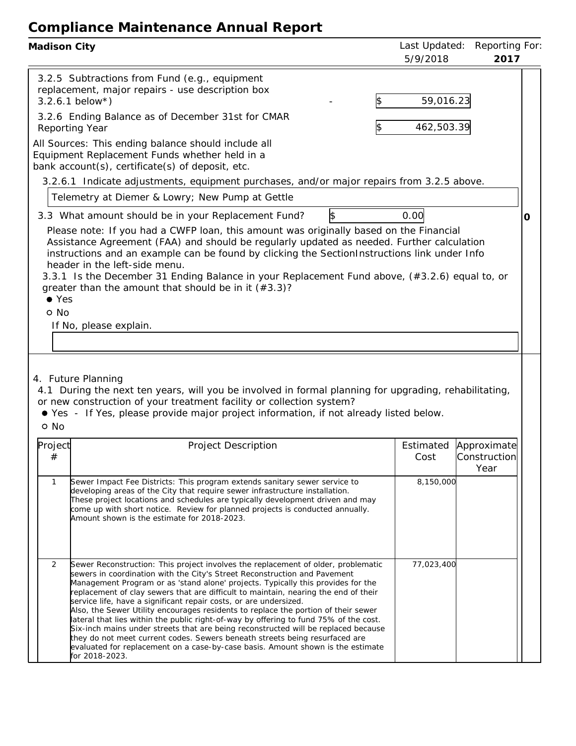# Compliance Maintenance Annual Report

**Madison City** | Last Updated: 5/9/2018 | Reporting For: **2017**

3.2.5 Subtractions from Fund (e.g., equipment replacement, major repairs - use description box 3.2.6.1 below*) - $ 59,016.23

3.2.6 Ending Balance as of December 31st for CMAR Reporting Year $ 462,503.39

All Sources: This ending balance should include all Equipment Replacement Funds whether held in a bank account(s), certificate(s) of deposit, etc.

3.2.6.1 Indicate adjustments, equipment purchases, and/or major repairs from 3.2.5 above.

Telemetry at Diemer & Lowry; New Pump at Gettle

3.3 What amount should be in your Replacement Fund? $ 0.00 **0**

Please note: If you had a CWFP loan, this amount was originally based on the Financial Assistance Agreement (FAA) and should be regularly updated as needed. Further calculation instructions and an example can be found by clicking the SectionInstructions link under Info header in the left-side menu.

3.3.1 Is the December 31 Ending Balance in your Replacement Fund above, (#3.2.6) equal to, or greater than the amount that should be in it (#3.3)?

- ● Yes
- ○ No

If No, please explain.

4. Future Planning

4.1 During the next ten years, will you be involved in formal planning for upgrading, rehabilitating, or new construction of your treatment facility or collection system?

- ● Yes - If Yes, please provide major project information, if not already listed below.
- ○ No

| Project # | Project Description | Estimated Cost | Approximate Construction Year |
|---|---|---|---|
| 1 | Sewer Impact Fee Districts: This program extends sanitary sewer service to developing areas of the City that require sewer infrastructure installation. These project locations and schedules are typically development driven and may come up with short notice. Review for planned projects is conducted annually. Amount shown is the estimate for 2018-2023. | 8,150,000 | |
| 2 | Sewer Reconstruction: This project involves the replacement of older, problematic sewers in coordination with the City's Street Reconstruction and Pavement Management Program or as 'stand alone' projects. Typically this provides for the replacement of clay sewers that are difficult to maintain, nearing the end of their service life, have a significant repair costs, or are undersized. Also, the Sewer Utility encourages residents to replace the portion of their sewer lateral that lies within the public right-of-way by offering to fund 75% of the cost. Six-inch mains under streets that are being reconstructed will be replaced because they do not meet current codes. Sewers beneath streets being resurfaced are evaluated for replacement on a case-by-case basis. Amount shown is the estimate for 2018-2023. | 77,023,400 | |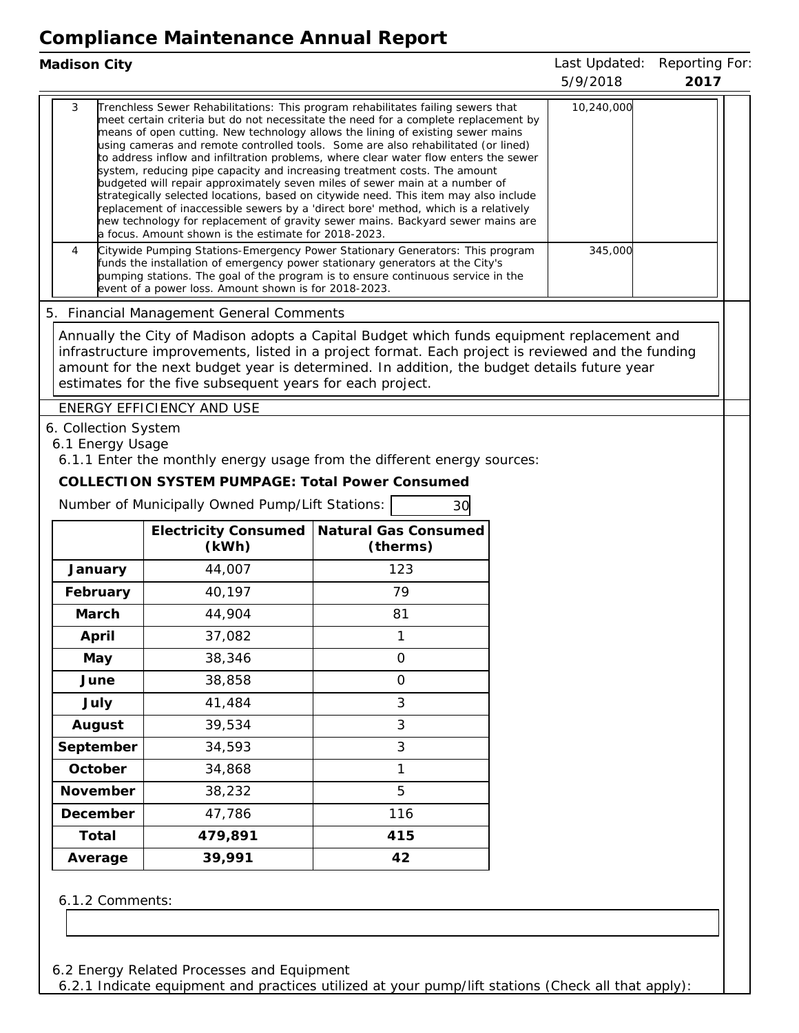# Compliance Maintenance Annual Report

**Madison City** | Last Updated: 5/9/2018 | Reporting For: **2017**

| | | | |
|---|---|---|---|
| 3 | Trenchless Sewer Rehabilitations: This program rehabilitates failing sewers that meet certain criteria but do not necessitate the need for a complete replacement by means of open cutting. New technology allows the lining of existing sewer mains using cameras and remote controlled tools. Some are also rehabilitated (or lined) to address inflow and infiltration problems, where clear water flow enters the sewer system, reducing pipe capacity and increasing treatment costs. The amount budgeted will repair approximately seven miles of sewer main at a number of strategically selected locations, based on citywide need. This item may also include replacement of inaccessible sewers by a 'direct bore' method, which is a relatively new technology for replacement of gravity sewer mains. Backyard sewer mains are a focus. Amount shown is the estimate for 2018-2023. | 10,240,000 | |
| 4 | Citywide Pumping Stations-Emergency Power Stationary Generators: This program funds the installation of emergency power stationary generators at the City's pumping stations. The goal of the program is to ensure continuous service in the event of a power loss. Amount shown is for 2018-2023. | 345,000 | |

5. Financial Management General Comments

Annually the City of Madison adopts a Capital Budget which funds equipment replacement and infrastructure improvements, listed in a project format. Each project is reviewed and the funding amount for the next budget year is determined. In addition, the budget details future year estimates for the five subsequent years for each project.

ENERGY EFFICIENCY AND USE

6. Collection System

6.1 Energy Usage

6.1.1 Enter the monthly energy usage from the different energy sources:

**COLLECTION SYSTEM PUMPAGE: Total Power Consumed**

Number of Municipally Owned Pump/Lift Stations: 30

| | Electricity Consumed (kWh) | Natural Gas Consumed (therms) |
|---|---|---|
| **January** | 44,007 | 123 |
| **February** | 40,197 | 79 |
| **March** | 44,904 | 81 |
| **April** | 37,082 | 1 |
| **May** | 38,346 | 0 |
| **June** | 38,858 | 0 |
| **July** | 41,484 | 3 |
| **August** | 39,534 | 3 |
| **September** | 34,593 | 3 |
| **October** | 34,868 | 1 |
| **November** | 38,232 | 5 |
| **December** | 47,786 | 116 |
| **Total** | **479,891** | **415** |
| **Average** | **39,991** | **42** |

6.1.2 Comments:

6.2 Energy Related Processes and Equipment

6.2.1 Indicate equipment and practices utilized at your pump/lift stations (Check all that apply):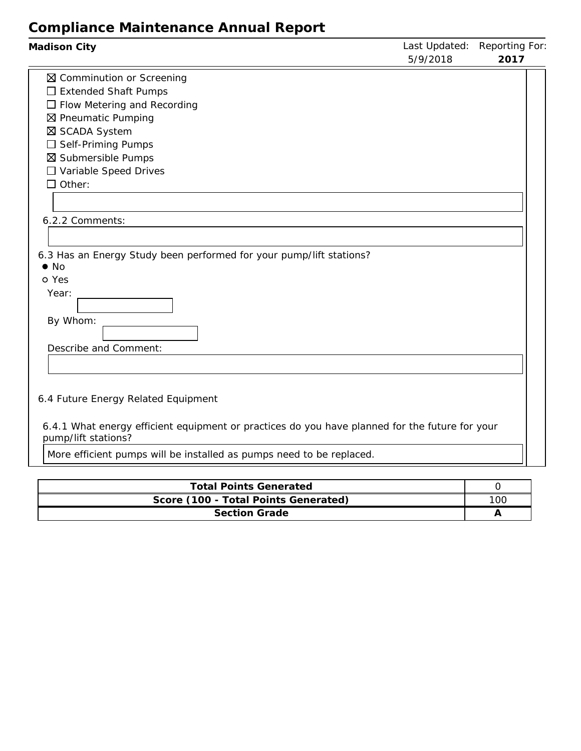- ☒ Comminution or Screening
- ☐ Extended Shaft Pumps
- ☐ Flow Metering and Recording
- ☒ Pneumatic Pumping
- ☒ SCADA System
- ☐ Self-Priming Pumps
- ☒ Submersible Pumps
- ☐ Variable Speed Drives
- ☐ Other:

6.2.2 Comments:

6.3 Has an Energy Study been performed for your pump/lift stations?

- ● No
- ○ Yes

Year:

By Whom:

Describe and Comment:

6.4 Future Energy Related Equipment

6.4.1 What energy efficient equipment or practices do you have planned for the future for your pump/lift stations?

More efficient pumps will be installed as pumps need to be replaced.

| Total Points Generated | 0 |
|---|---|
| Score (100 - Total Points Generated) | 100 |
| Section Grade | A |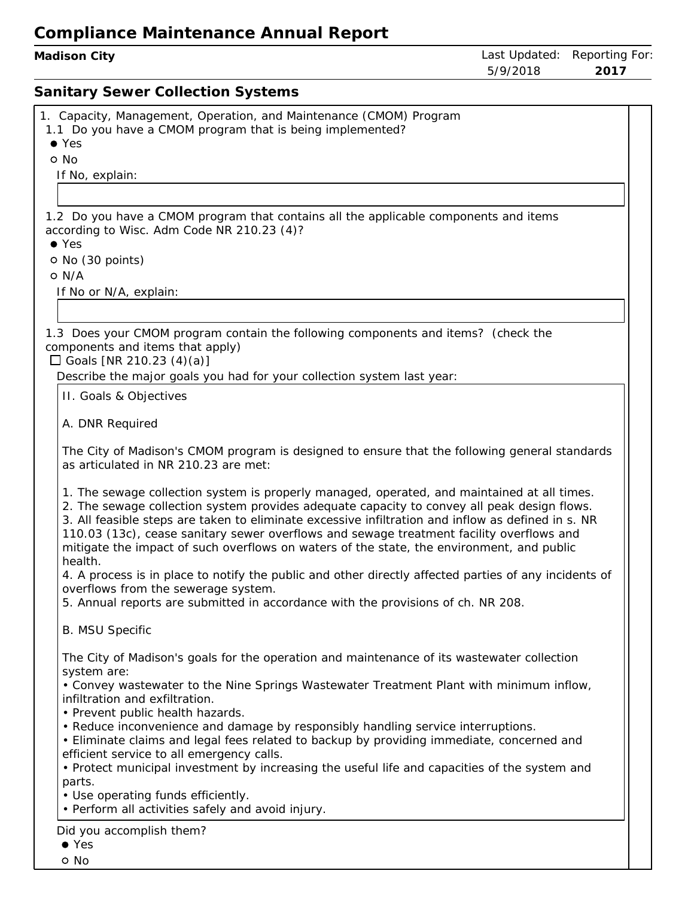# Compliance Maintenance Annual Report

**Madison City** | Last Updated: 5/9/2018 | Reporting For: **2017**

## Sanitary Sewer Collection Systems

1. Capacity, Management, Operation, and Maintenance (CMOM) Program

1.1 Do you have a CMOM program that is being implemented?

- ● Yes
- ○ No

If No, explain:

1.2 Do you have a CMOM program that contains all the applicable components and items according to Wisc. Adm Code NR 210.23 (4)?

- ● Yes
- ○ No (30 points)
- ○ N/A

If No or N/A, explain:

1.3 Does your CMOM program contain the following components and items? (check the components and items that apply)

☐ Goals [NR 210.23 (4)(a)]

Describe the major goals you had for your collection system last year:

II. Goals & Objectives

A. DNR Required

The City of Madison's CMOM program is designed to ensure that the following general standards as articulated in NR 210.23 are met:

1. The sewage collection system is properly managed, operated, and maintained at all times.
2. The sewage collection system provides adequate capacity to convey all peak design flows.
3. All feasible steps are taken to eliminate excessive infiltration and inflow as defined in s. NR 110.03 (13c), cease sanitary sewer overflows and sewage treatment facility overflows and mitigate the impact of such overflows on waters of the state, the environment, and public health.
4. A process is in place to notify the public and other directly affected parties of any incidents of overflows from the sewerage system.
5. Annual reports are submitted in accordance with the provisions of ch. NR 208.

B. MSU Specific

The City of Madison's goals for the operation and maintenance of its wastewater collection system are:

- Convey wastewater to the Nine Springs Wastewater Treatment Plant with minimum inflow, infiltration and exfiltration.
- Prevent public health hazards.
- Reduce inconvenience and damage by responsibly handling service interruptions.
- Eliminate claims and legal fees related to backup by providing immediate, concerned and efficient service to all emergency calls.
- Protect municipal investment by increasing the useful life and capacities of the system and parts.
- Use operating funds efficiently.
- Perform all activities safely and avoid injury.

Did you accomplish them?

- ● Yes
- ○ No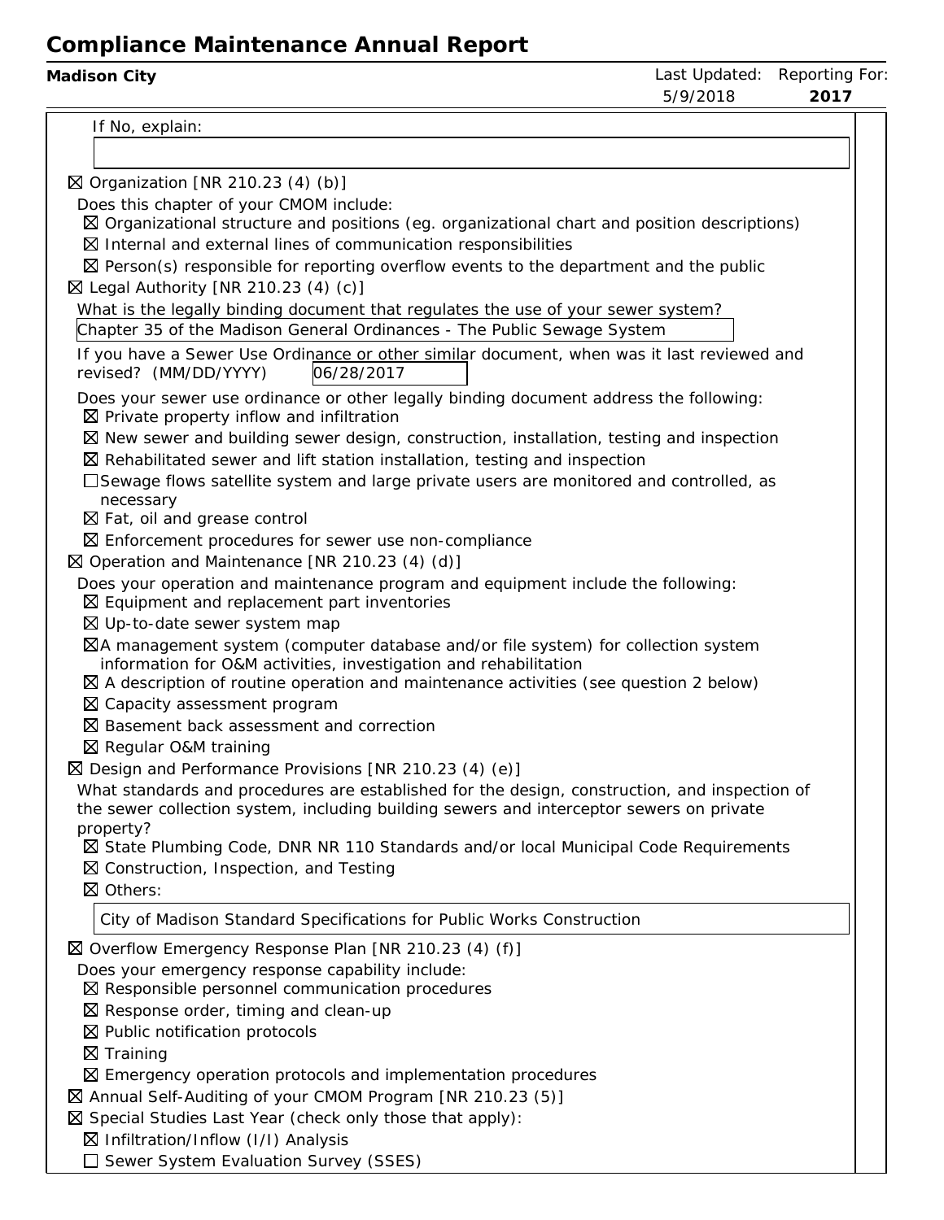If No, explain:

☒ Organization [NR 210.23 (4) (b)]

Does this chapter of your CMOM include:

- ☒ Organizational structure and positions (eg. organizational chart and position descriptions)
- ☒ Internal and external lines of communication responsibilities
- ☒ Person(s) responsible for reporting overflow events to the department and the public

☒ Legal Authority [NR 210.23 (4) (c)]

What is the legally binding document that regulates the use of your sewer system?

Chapter 35 of the Madison General Ordinances - The Public Sewage System

If you have a Sewer Use Ordinance or other similar document, when was it last reviewed and revised? (MM/DD/YYYY) 06/28/2017

Does your sewer use ordinance or other legally binding document address the following:

- ☒ Private property inflow and infiltration
- ☒ New sewer and building sewer design, construction, installation, testing and inspection
- ☒ Rehabilitated sewer and lift station installation, testing and inspection
- ☐ Sewage flows satellite system and large private users are monitored and controlled, as necessary
- ☒ Fat, oil and grease control
- ☒ Enforcement procedures for sewer use non-compliance

☒ Operation and Maintenance [NR 210.23 (4) (d)]

Does your operation and maintenance program and equipment include the following:

- ☒ Equipment and replacement part inventories
- ☒ Up-to-date sewer system map
- ☒ A management system (computer database and/or file system) for collection system information for O&M activities, investigation and rehabilitation
- ☒ A description of routine operation and maintenance activities (see question 2 below)
- ☒ Capacity assessment program
- ☒ Basement back assessment and correction
- ☒ Regular O&M training

☒ Design and Performance Provisions [NR 210.23 (4) (e)]

What standards and procedures are established for the design, construction, and inspection of the sewer collection system, including building sewers and interceptor sewers on private property?

- ☒ State Plumbing Code, DNR NR 110 Standards and/or local Municipal Code Requirements
- ☒ Construction, Inspection, and Testing
- ☒ Others:

City of Madison Standard Specifications for Public Works Construction

☒ Overflow Emergency Response Plan [NR 210.23 (4) (f)]

Does your emergency response capability include:

- ☒ Responsible personnel communication procedures
- ☒ Response order, timing and clean-up
- ☒ Public notification protocols
- ☒ Training
- ☒ Emergency operation protocols and implementation procedures

☒ Annual Self-Auditing of your CMOM Program [NR 210.23 (5)]

☒ Special Studies Last Year (check only those that apply):

- ☒ Infiltration/Inflow (I/I) Analysis
- ☐ Sewer System Evaluation Survey (SSES)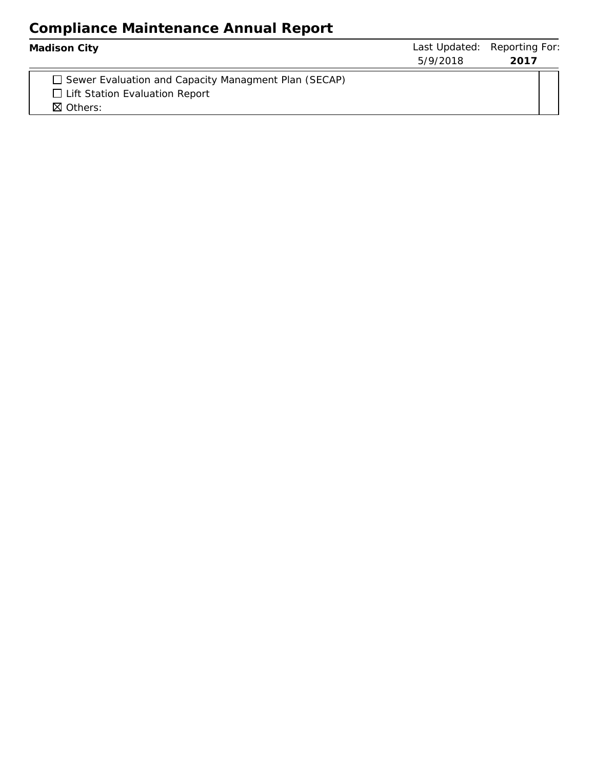# Compliance Maintenance Annual Report

**Madison City** | Last Updated: 5/9/2018 | Reporting For: **2017**

☐ Sewer Evaluation and Capacity Managment Plan (SECAP)
☐ Lift Station Evaluation Report
☒ Others: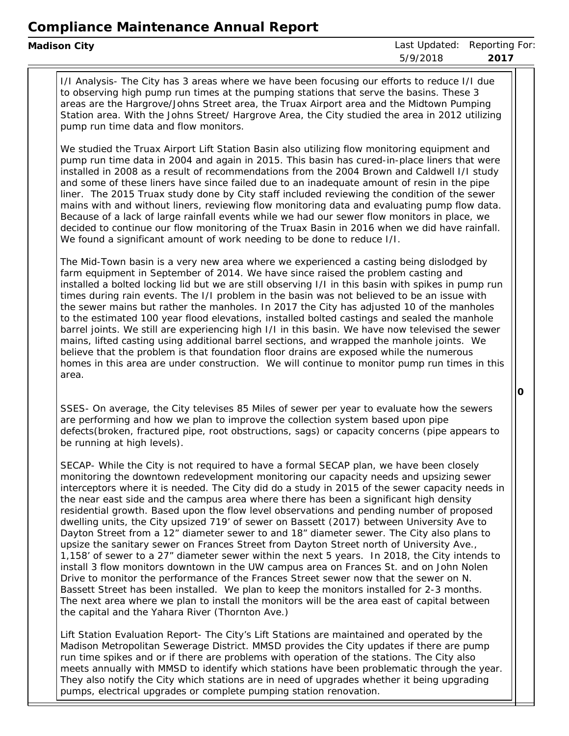I/I Analysis- The City has 3 areas where we have been focusing our efforts to reduce I/I due to observing high pump run times at the pumping stations that serve the basins. These 3 areas are the Hargrove/Johns Street area, the Truax Airport area and the Midtown Pumping Station area. With the Johns Street/ Hargrove Area, the City studied the area in 2012 utilizing pump run time data and flow monitors.

We studied the Truax Airport Lift Station Basin also utilizing flow monitoring equipment and pump run time data in 2004 and again in 2015. This basin has cured-in-place liners that were installed in 2008 as a result of recommendations from the 2004 Brown and Caldwell I/I study and some of these liners have since failed due to an inadequate amount of resin in the pipe liner. The 2015 Truax study done by City staff included reviewing the condition of the sewer mains with and without liners, reviewing flow monitoring data and evaluating pump flow data. Because of a lack of large rainfall events while we had our sewer flow monitors in place, we decided to continue our flow monitoring of the Truax Basin in 2016 when we did have rainfall. We found a significant amount of work needing to be done to reduce I/I.

The Mid-Town basin is a very new area where we experienced a casting being dislodged by farm equipment in September of 2014. We have since raised the problem casting and installed a bolted locking lid but we are still observing I/I in this basin with spikes in pump run times during rain events. The I/I problem in the basin was not believed to be an issue with the sewer mains but rather the manholes. In 2017 the City has adjusted 10 of the manholes to the estimated 100 year flood elevations, installed bolted castings and sealed the manhole barrel joints. We still are experiencing high I/I in this basin. We have now televised the sewer mains, lifted casting using additional barrel sections, and wrapped the manhole joints. We believe that the problem is that foundation floor drains are exposed while the numerous homes in this area are under construction. We will continue to monitor pump run times in this area.

0

SSES- On average, the City televises 85 Miles of sewer per year to evaluate how the sewers are performing and how we plan to improve the collection system based upon pipe defects(broken, fractured pipe, root obstructions, sags) or capacity concerns (pipe appears to be running at high levels).

SECAP- While the City is not required to have a formal SECAP plan, we have been closely monitoring the downtown redevelopment monitoring our capacity needs and upsizing sewer interceptors where it is needed. The City did do a study in 2015 of the sewer capacity needs in the near east side and the campus area where there has been a significant high density residential growth. Based upon the flow level observations and pending number of proposed dwelling units, the City upsized 719' of sewer on Bassett (2017) between University Ave to Dayton Street from a 12" diameter sewer to and 18" diameter sewer. The City also plans to upsize the sanitary sewer on Frances Street from Dayton Street north of University Ave., 1,158' of sewer to a 27" diameter sewer within the next 5 years. In 2018, the City intends to install 3 flow monitors downtown in the UW campus area on Frances St. and on John Nolen Drive to monitor the performance of the Frances Street sewer now that the sewer on N. Bassett Street has been installed. We plan to keep the monitors installed for 2-3 months. The next area where we plan to install the monitors will be the area east of capital between the capital and the Yahara River (Thornton Ave.)

Lift Station Evaluation Report- The City's Lift Stations are maintained and operated by the Madison Metropolitan Sewerage District. MMSD provides the City updates if there are pump run time spikes and or if there are problems with operation of the stations. The City also meets annually with MMSD to identify which stations have been problematic through the year. They also notify the City which stations are in need of upgrades whether it being upgrading pumps, electrical upgrades or complete pumping station renovation.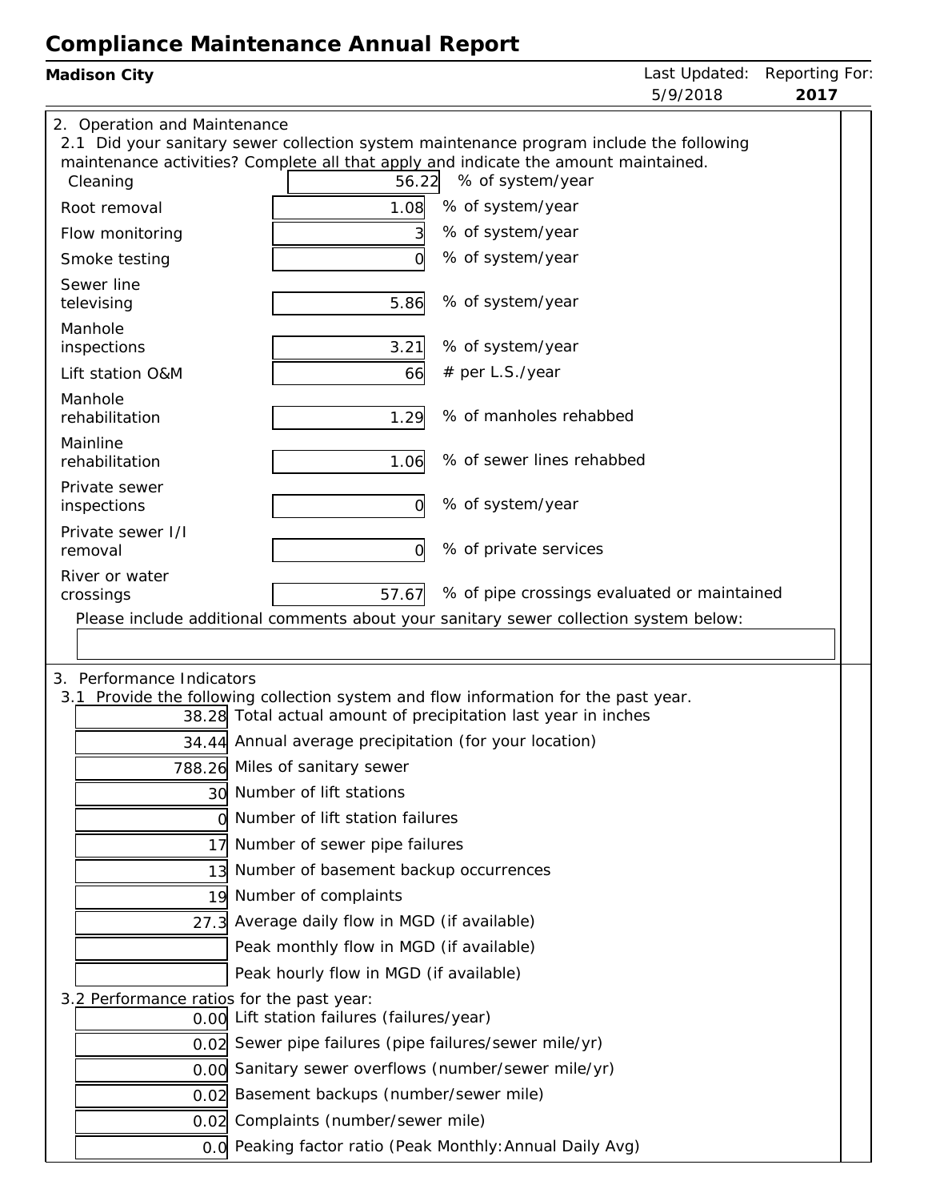# Compliance Maintenance Annual Report

**Madison City**

Last Updated: 5/9/2018

Reporting For: **2017**

2. Operation and Maintenance

2.1 Did your sanitary sewer collection system maintenance program include the following maintenance activities? Complete all that apply and indicate the amount maintained.

| Activity | Amount | Unit |
|---|---|---|
| Cleaning | 56.22 | % of system/year |
| Root removal | 1.08 | % of system/year |
| Flow monitoring | 3 | % of system/year |
| Smoke testing | 0 | % of system/year |
| Sewer line televising | 5.86 | % of system/year |
| Manhole inspections | 3.21 | % of system/year |
| Lift station O&M | 66 | # per L.S./year |
| Manhole rehabilitation | 1.29 | % of manholes rehabbed |
| Mainline rehabilitation | 1.06 | % of sewer lines rehabbed |
| Private sewer inspections | 0 | % of system/year |
| Private sewer I/I removal | 0 | % of private services |
| River or water crossings | 57.67 | % of pipe crossings evaluated or maintained |

Please include additional comments about your sanitary sewer collection system below:

3. Performance Indicators

3.1 Provide the following collection system and flow information for the past year.

| Value | Description |
|---|---|
| 38.28 | Total actual amount of precipitation last year in inches |
| 34.44 | Annual average precipitation (for your location) |
| 788.26 | Miles of sanitary sewer |
| 30 | Number of lift stations |
| 0 | Number of lift station failures |
| 17 | Number of sewer pipe failures |
| 13 | Number of basement backup occurrences |
| 19 | Number of complaints |
| 27.3 | Average daily flow in MGD (if available) |
| | Peak monthly flow in MGD (if available) |
| | Peak hourly flow in MGD (if available) |

3.2 Performance ratios for the past year:

| Value | Description |
|---|---|
| 0.00 | Lift station failures (failures/year) |
| 0.02 | Sewer pipe failures (pipe failures/sewer mile/yr) |
| 0.00 | Sanitary sewer overflows (number/sewer mile/yr) |
| 0.02 | Basement backups (number/sewer mile) |
| 0.02 | Complaints (number/sewer mile) |
| 0.0 | Peaking factor ratio (Peak Monthly:Annual Daily Avg) |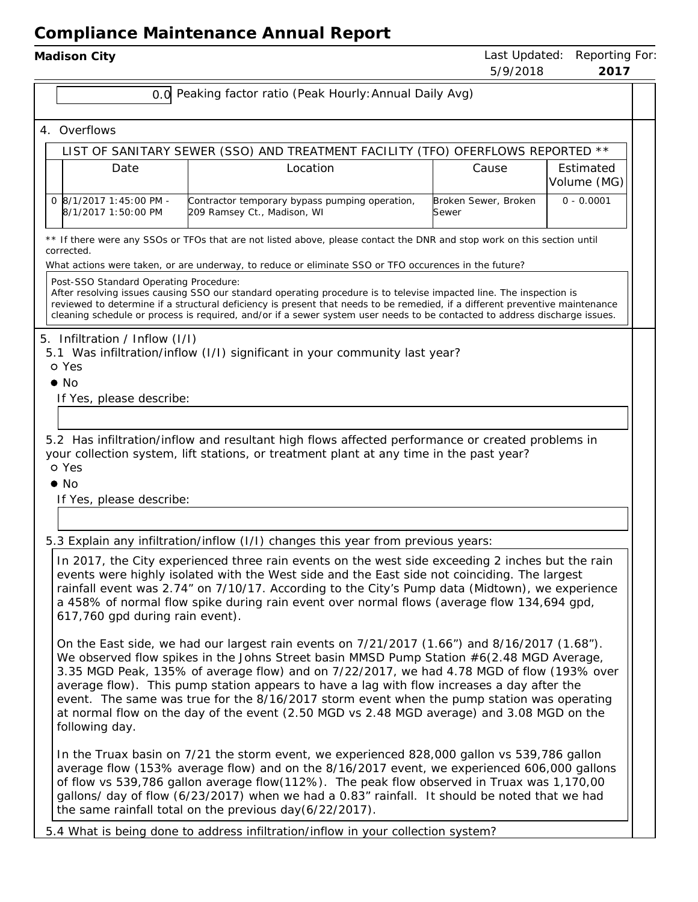0.0 Peaking factor ratio (Peak Hourly:Annual Daily Avg)

4. Overflows

LIST OF SANITARY SEWER (SSO) AND TREATMENT FACILITY (TFO) OFERFLOWS REPORTED **

| | Date | Location | Cause | Estimated Volume (MG) |
|---|---|---|---|---|
| 0 | 8/1/2017 1:45:00 PM - 8/1/2017 1:50:00 PM | Contractor temporary bypass pumping operation, 209 Ramsey Ct., Madison, WI | Broken Sewer, Broken Sewer | 0 - 0.0001 |

** If there were any SSOs or TFOs that are not listed above, please contact the DNR and stop work on this section until corrected.

What actions were taken, or are underway, to reduce or eliminate SSO or TFO occurences in the future?

Post-SSO Standard Operating Procedure:
After resolving issues causing SSO our standard operating procedure is to televise impacted line. The inspection is reviewed to determine if a structural deficiency is present that needs to be remedied, if a different preventive maintenance cleaning schedule or process is required, and/or if a sewer system user needs to be contacted to address discharge issues.

5. Infiltration / Inflow (I/I)

5.1 Was infiltration/inflow (I/I) significant in your community last year?

- ○ Yes
- ● No

If Yes, please describe:

5.2 Has infiltration/inflow and resultant high flows affected performance or created problems in your collection system, lift stations, or treatment plant at any time in the past year?

- ○ Yes
- ● No

If Yes, please describe:

5.3 Explain any infiltration/inflow (I/I) changes this year from previous years:

In 2017, the City experienced three rain events on the west side exceeding 2 inches but the rain events were highly isolated with the West side and the East side not coinciding. The largest rainfall event was 2.74" on 7/10/17. According to the City's Pump data (Midtown), we experience a 458% of normal flow spike during rain event over normal flows (average flow 134,694 gpd, 617,760 gpd during rain event).

On the East side, we had our largest rain events on 7/21/2017 (1.66") and 8/16/2017 (1.68"). We observed flow spikes in the Johns Street basin MMSD Pump Station #6(2.48 MGD Average, 3.35 MGD Peak, 135% of average flow) and on 7/22/2017, we had 4.78 MGD of flow (193% over average flow). This pump station appears to have a lag with flow increases a day after the event. The same was true for the 8/16/2017 storm event when the pump station was operating at normal flow on the day of the event (2.50 MGD vs 2.48 MGD average) and 3.08 MGD on the following day.

In the Truax basin on 7/21 the storm event, we experienced 828,000 gallon vs 539,786 gallon average flow (153% average flow) and on the 8/16/2017 event, we experienced 606,000 gallons of flow vs 539,786 gallon average flow(112%). The peak flow observed in Truax was 1,170,00 gallons/ day of flow (6/23/2017) when we had a 0.83" rainfall. It should be noted that we had the same rainfall total on the previous day(6/22/2017).

5.4 What is being done to address infiltration/inflow in your collection system?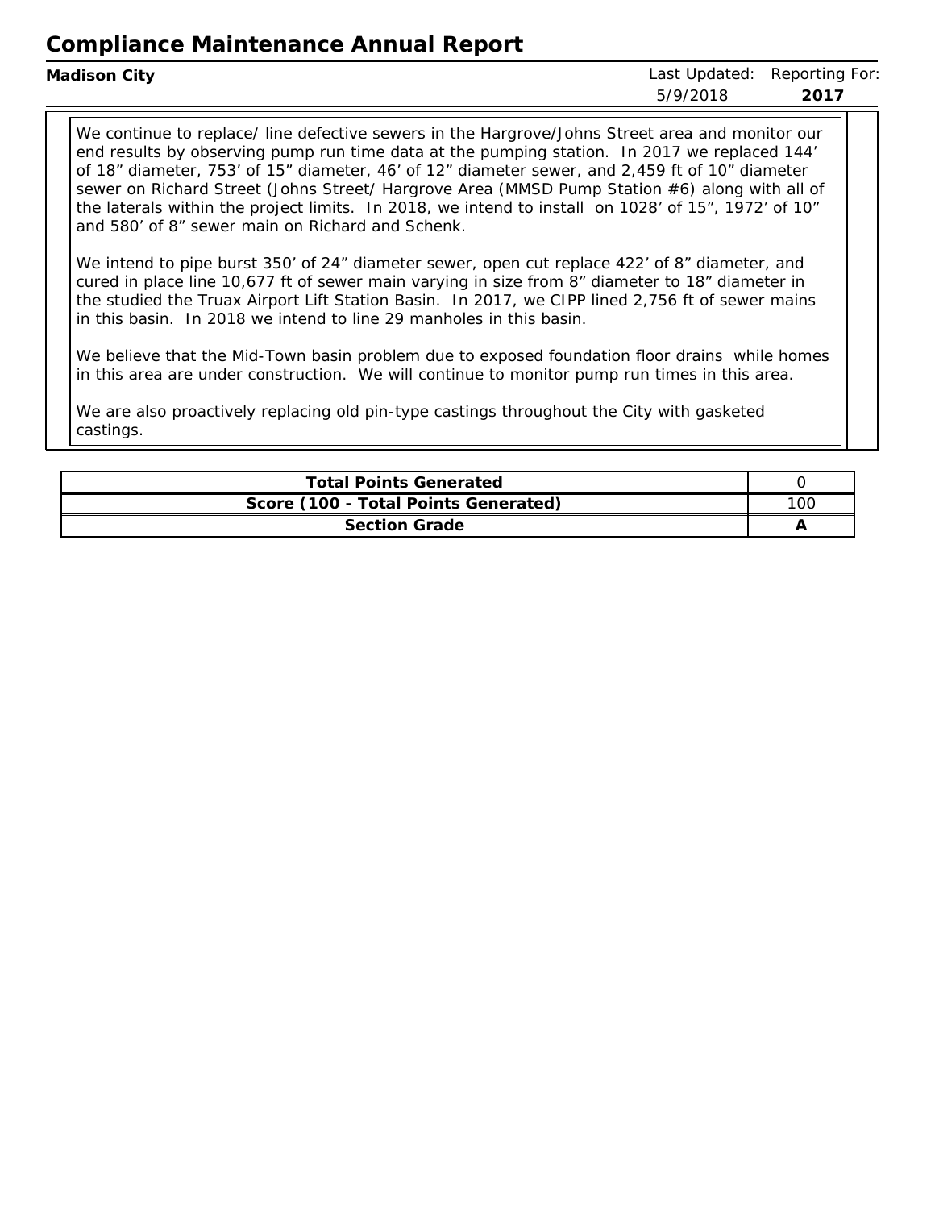# Compliance Maintenance Annual Report

**Madison City**

Last Updated: 5/9/2018 Reporting For: **2017**

We continue to replace/ line defective sewers in the Hargrove/Johns Street area and monitor our end results by observing pump run time data at the pumping station. In 2017 we replaced 144' of 18" diameter, 753' of 15" diameter, 46' of 12" diameter sewer, and 2,459 ft of 10" diameter sewer on Richard Street (Johns Street/ Hargrove Area (MMSD Pump Station #6) along with all of the laterals within the project limits. In 2018, we intend to install on 1028' of 15", 1972' of 10" and 580' of 8" sewer main on Richard and Schenk.

We intend to pipe burst 350' of 24" diameter sewer, open cut replace 422' of 8" diameter, and cured in place line 10,677 ft of sewer main varying in size from 8" diameter to 18" diameter in the studied the Truax Airport Lift Station Basin. In 2017, we CIPP lined 2,756 ft of sewer mains in this basin. In 2018 we intend to line 29 manholes in this basin.

We believe that the Mid-Town basin problem due to exposed foundation floor drains while homes in this area are under construction. We will continue to monitor pump run times in this area.

We are also proactively replacing old pin-type castings throughout the City with gasketed castings.

| | |
|---|---|
| **Total Points Generated** | 0 |
| **Score (100 - Total Points Generated)** | 100 |
| **Section Grade** | A |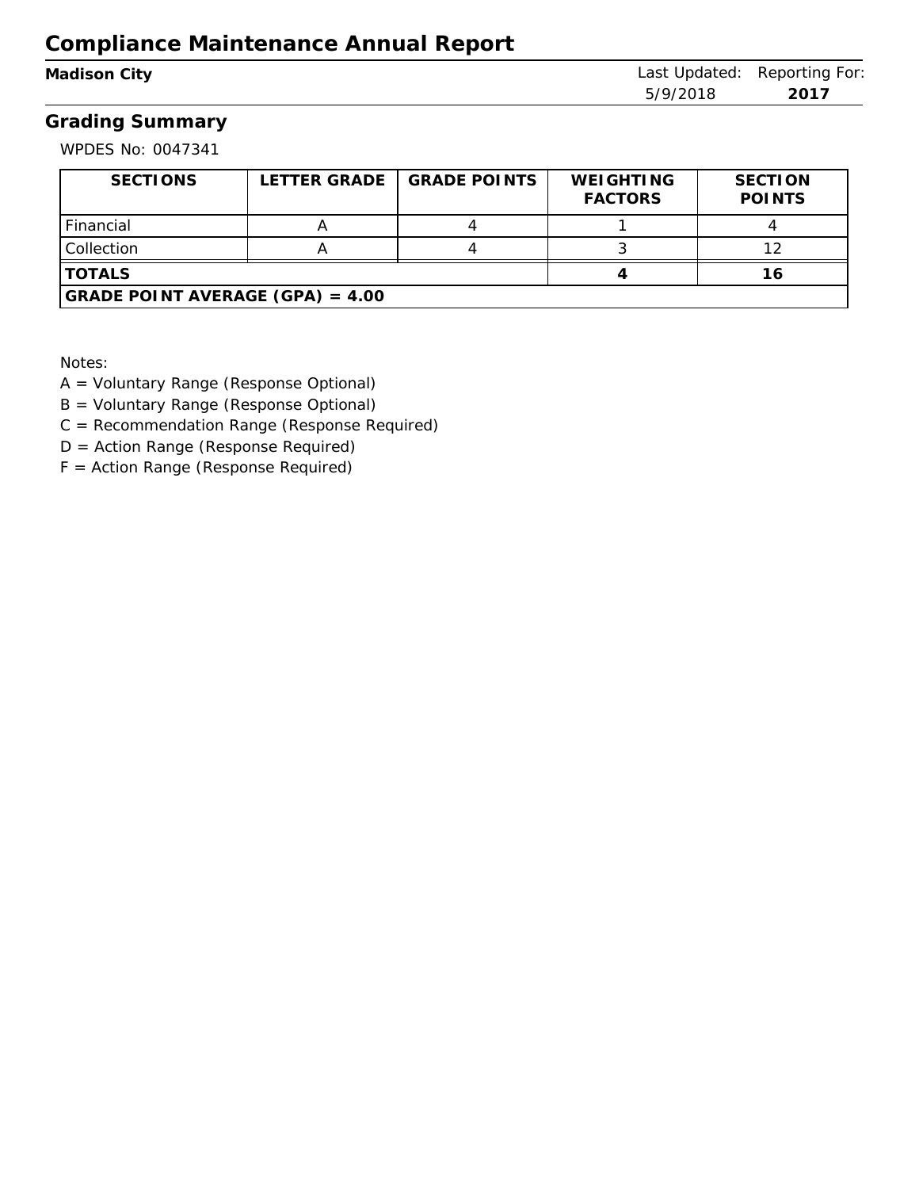# Compliance Maintenance Annual Report

**Madison City**

Last Updated: 5/9/2018 Reporting For: **2017**

## Grading Summary

WPDES No: 0047341

| SECTIONS | LETTER GRADE | GRADE POINTS | WEIGHTING FACTORS | SECTION POINTS |
|---|---|---|---|---|
| Financial | A | 4 | 1 | 4 |
| Collection | A | 4 | 3 | 12 |
| **TOTALS** | | | **4** | **16** |
| **GRADE POINT AVERAGE (GPA) = 4.00** | | | | |

Notes:

A = Voluntary Range (Response Optional)

B = Voluntary Range (Response Optional)

C = Recommendation Range (Response Required)

D = Action Range (Response Required)

F = Action Range (Response Required)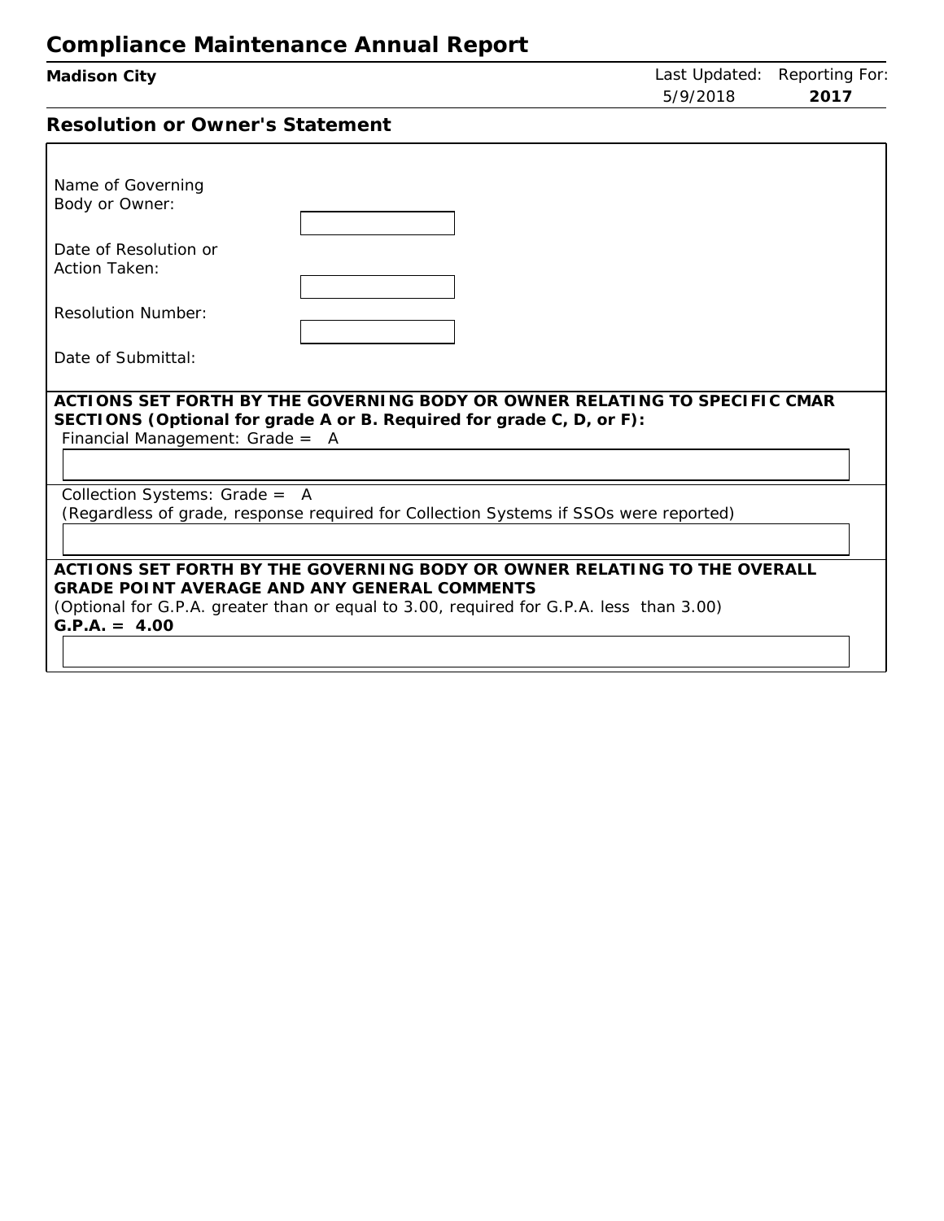# Compliance Maintenance Annual Report

**Madison City**

Last Updated: 5/9/2018

Reporting For: **2017**

## Resolution or Owner's Statement

Name of Governing Body or Owner:

Date of Resolution or Action Taken:

Resolution Number:

Date of Submittal:

**ACTIONS SET FORTH BY THE GOVERNING BODY OR OWNER RELATING TO SPECIFIC CMAR SECTIONS (Optional for grade A or B. Required for grade C, D, or F):**

Financial Management: Grade = A

Collection Systems: Grade = A

*(Regardless of grade, response required for Collection Systems if SSOs were reported)*

**ACTIONS SET FORTH BY THE GOVERNING BODY OR OWNER RELATING TO THE OVERALL GRADE POINT AVERAGE AND ANY GENERAL COMMENTS**

*(Optional for G.P.A. greater than or equal to 3.00, required for G.P.A. less than 3.00)*

**G.P.A. = 4.00**